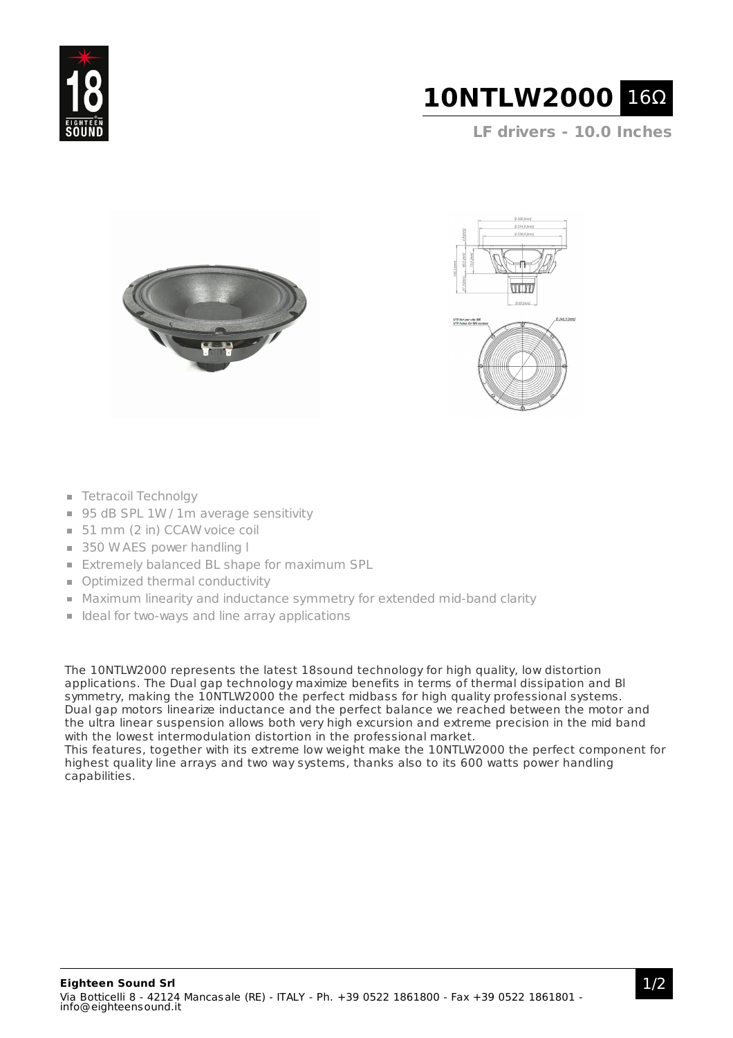# 10NTLW2000 16Ω

## LF drivers - 10.0 Inches

- Tetracoil Technolgy
- 95 dB SPL 1W / 1m average sensitivity
- 51 mm (2 in) CCAW voice coil
- 350 W AES power handling l
- Extremely balanced BL shape for maximum SPL
- Optimized thermal conductivity
- Maximum linearity and inductance symmetry for extended mid-band clarity
- Ideal for two-ways and line array applications

The 10NTLW2000 represents the latest 18sound technology for high quality, low distortion applications. The Dual gap technology maximize benefits in terms of thermal dissipation and Bl symmetry, making the 10NTLW2000 the perfect midbass for high quality professional systems. Dual gap motors linearize inductance and the perfect balance we reached between the motor and the ultra linear suspension allows both very high excursion and extreme precision in the mid band with the lowest intermodulation distortion in the professional market.
This features, together with its extreme low weight make the 10NTLW2000 the perfect component for highest quality line arrays and two way systems, thanks also to its 600 watts power handling capabilities.

**Eighteen Sound Srl**
Via Botticelli 8 - 42124 Mancasale (RE) - ITALY - Ph. +39 0522 1861800 - Fax +39 0522 1861801 - info@eighteensound.it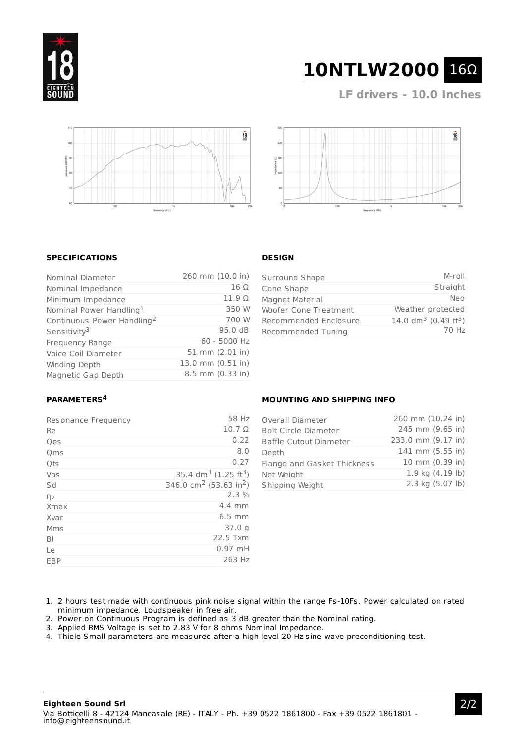# 10NTLW2000 16Ω

## LF drivers - 10.0 Inches

110
100
90
80
70
60
pressure (dBSPL)
100
1k
10k
20k
frequency (Hz)

300
240
180
120
60
0
impedance (Ω)
10
100
1k
10k
20k
frequency (Hz)

### SPECIFICATIONS

| | |
|---|---|
| Nominal Diameter | 260 mm (10.0 in) |
| Nominal Impedance | 16 Ω |
| Minimum Impedance | 11.9 Ω |
| Nominal Power Handling[1] | 350 W |
| Continuous Power Handling[2] | 700 W |
| Sensitivity[3] | 95.0 dB |
| Frequency Range | 60 - 5000 Hz |
| Voice Coil Diameter | 51 mm (2.01 in) |
| Winding Depth | 13.0 mm (0.51 in) |
| Magnetic Gap Depth | 8.5 mm (0.33 in) |

### DESIGN

| | |
|---|---|
| Surround Shape | M-roll |
| Cone Shape | Straight |
| Magnet Material | Neo |
| Woofer Cone Treatment | Weather protected |
| Recommended Enclosure | 14.0 $dm^3$ (0.49 $ft^3$) |
| Recommended Tuning | 70 Hz |

### PARAMETERS[4]

| | |
|---|---|
| Resonance Frequency | 58 Hz |
| Re | 10.7 Ω |
| Qes | 0.22 |
| Qms | 8.0 |
| Qts | 0.27 |
| Vas | 35.4 $dm^3$ (1.25 $ft^3$) |
| Sd | 346.0 $cm^2$ (53.63 $in^2$) |
| $\eta_0$ | 2.3 % |
| Xmax | 4.4 mm |
| Xvar | 6.5 mm |
| Mms | 37.0 g |
| Bl | 22.5 Txm |
| Le | 0.97 mH |
| EBP | 263 Hz |

### MOUNTING AND SHIPPING INFO

| | |
|---|---|
| Overall Diameter | 260 mm (10.24 in) |
| Bolt Circle Diameter | 245 mm (9.65 in) |
| Baffle Cutout Diameter | 233.0 mm (9.17 in) |
| Depth | 141 mm (5.55 in) |
| Flange and Gasket Thickness | 10 mm (0.39 in) |
| Net Weight | 1.9 kg (4.19 lb) |
| Shipping Weight | 2.3 kg (5.07 lb) |

1. 2 hours test made with continuous pink noise signal within the range Fs-10Fs. Power calculated on rated minimum impedance. Loudspeaker in free air.
2. Power on Continuous Program is defined as 3 dB greater than the Nominal rating.
3. Applied RMS Voltage is set to 2.83 V for 8 ohms Nominal Impedance.
4. Thiele-Small parameters are measured after a high level 20 Hz sine wave preconditioning test.

**Eighteen Sound Srl**
Via Botticelli 8 - 42124 Mancasale (RE) - ITALY - Ph. +39 0522 1861800 - Fax +39 0522 1861801 - info@eighteensound.it